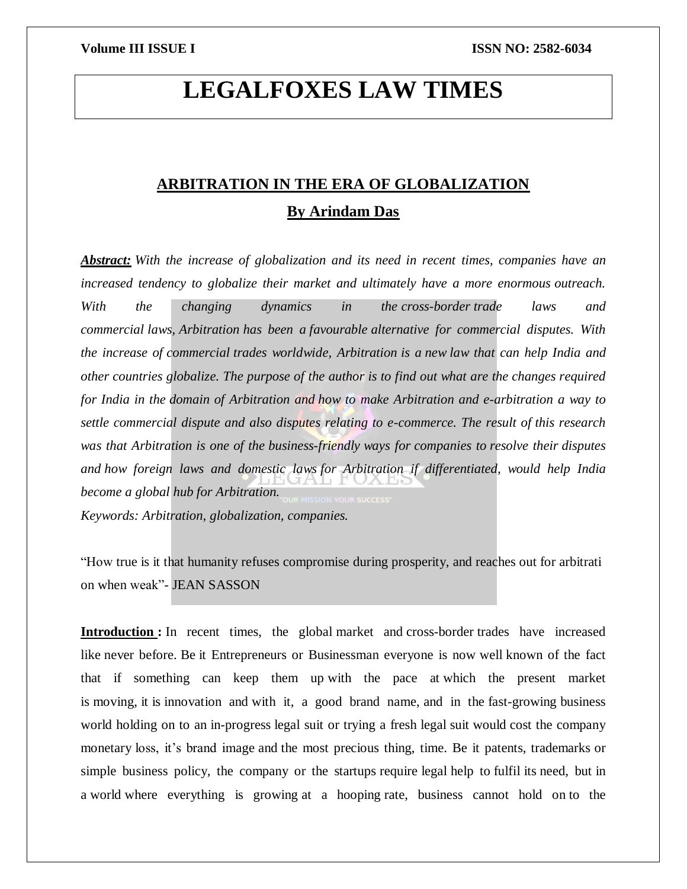# LEGALFOXES LAW TIMES

## ARBITRATION IN THE ERA OF GLOBALIZATION

### By Arindam Das

***Abstract:*** *With the increase of globalization and its need in recent times, companies have an increased tendency to globalize their market and ultimately have a more enormous outreach. With the changing dynamics in the cross-border trade laws and commercial laws, Arbitration has been a favourable alternative for commercial disputes. With the increase of commercial trades worldwide, Arbitration is a new law that can help India and other countries globalize. The purpose of the author is to find out what are the changes required for India in the domain of Arbitration and how to make Arbitration and e-arbitration a way to settle commercial dispute and also disputes relating to e-commerce. The result of this research was that Arbitration is one of the business-friendly ways for companies to resolve their disputes and how foreign laws and domestic laws for Arbitration if differentiated, would help India become a global hub for Arbitration.*

*Keywords: Arbitration, globalization, companies.*

"How true is it that humanity refuses compromise during prosperity, and reaches out for arbitrati on when weak"- JEAN SASSON

**Introduction :** In recent times, the global market and cross-border trades have increased like never before. Be it Entrepreneurs or Businessman everyone is now well known of the fact that if something can keep them up with the pace at which the present market is moving, it is innovation and with it, a good brand name, and in the fast-growing business world holding on to an in-progress legal suit or trying a fresh legal suit would cost the company monetary loss, it's brand image and the most precious thing, time. Be it patents, trademarks or simple business policy, the company or the startups require legal help to fulfil its need, but in a world where everything is growing at a hooping rate, business cannot hold on to the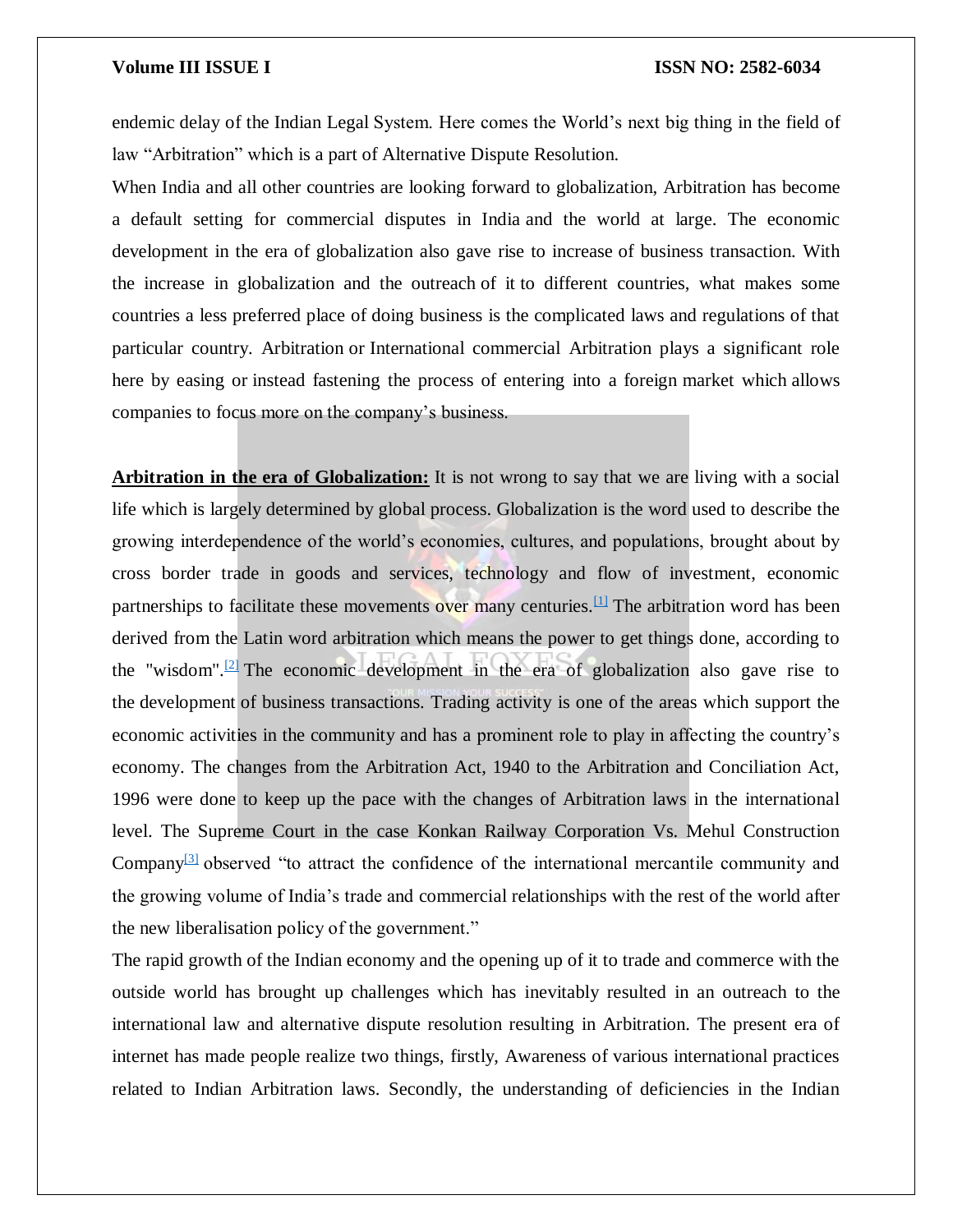endemic delay of the Indian Legal System. Here comes the World's next big thing in the field of law "Arbitration" which is a part of Alternative Dispute Resolution.

When India and all other countries are looking forward to globalization, Arbitration has become a default setting for commercial disputes in India and the world at large. The economic development in the era of globalization also gave rise to increase of business transaction. With the increase in globalization and the outreach of it to different countries, what makes some countries a less preferred place of doing business is the complicated laws and regulations of that particular country. Arbitration or International commercial Arbitration plays a significant role here by easing or instead fastening the process of entering into a foreign market which allows companies to focus more on the company's business.

**Arbitration in the era of Globalization:** It is not wrong to say that we are living with a social life which is largely determined by global process. Globalization is the word used to describe the growing interdependence of the world's economies, cultures, and populations, brought about by cross border trade in goods and services, technology and flow of investment, economic partnerships to facilitate these movements over many centuries.[1] The arbitration word has been derived from the Latin word arbitration which means the power to get things done, according to the "wisdom".[2] The economic development in the era of globalization also gave rise to the development of business transactions. Trading activity is one of the areas which support the economic activities in the community and has a prominent role to play in affecting the country's economy. The changes from the Arbitration Act, 1940 to the Arbitration and Conciliation Act, 1996 were done to keep up the pace with the changes of Arbitration laws in the international level. The Supreme Court in the case Konkan Railway Corporation Vs. Mehul Construction Company[3] observed "to attract the confidence of the international mercantile community and the growing volume of India's trade and commercial relationships with the rest of the world after the new liberalisation policy of the government."

The rapid growth of the Indian economy and the opening up of it to trade and commerce with the outside world has brought up challenges which has inevitably resulted in an outreach to the international law and alternative dispute resolution resulting in Arbitration. The present era of internet has made people realize two things, firstly, Awareness of various international practices related to Indian Arbitration laws. Secondly, the understanding of deficiencies in the Indian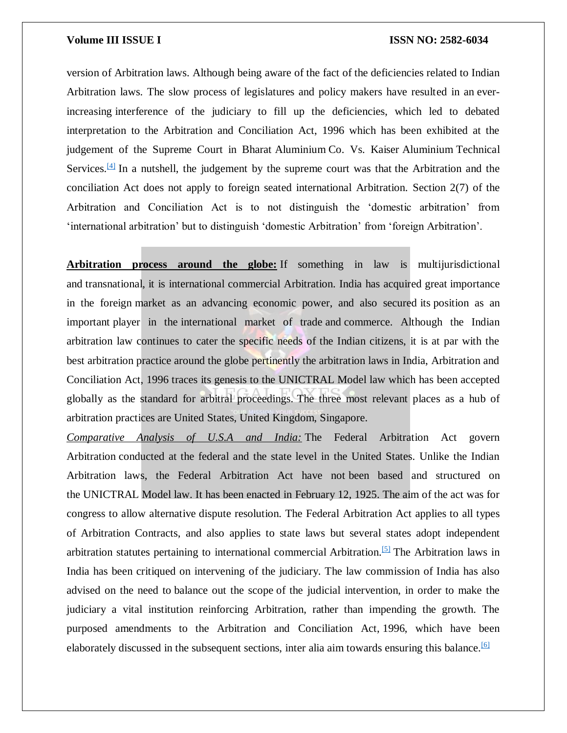version of Arbitration laws. Although being aware of the fact of the deficiencies related to Indian Arbitration laws. The slow process of legislatures and policy makers have resulted in an ever-increasing interference of the judiciary to fill up the deficiencies, which led to debated interpretation to the Arbitration and Conciliation Act, 1996 which has been exhibited at the judgement of the Supreme Court in Bharat Aluminium Co. Vs. Kaiser Aluminium Technical Services.[4] In a nutshell, the judgement by the supreme court was that the Arbitration and the conciliation Act does not apply to foreign seated international Arbitration. Section 2(7) of the Arbitration and Conciliation Act is to not distinguish the 'domestic arbitration' from 'international arbitration' but to distinguish 'domestic Arbitration' from 'foreign Arbitration'.

**Arbitration process around the globe:** If something in law is multijurisdictional and transnational, it is international commercial Arbitration. India has acquired great importance in the foreign market as an advancing economic power, and also secured its position as an important player in the international market of trade and commerce. Although the Indian arbitration law continues to cater the specific needs of the Indian citizens, it is at par with the best arbitration practice around the globe pertinently the arbitration laws in India, Arbitration and Conciliation Act, 1996 traces its genesis to the UNICTRAL Model law which has been accepted globally as the standard for arbitral proceedings. The three most relevant places as a hub of arbitration practices are United States, United Kingdom, Singapore.

*Comparative Analysis of U.S.A and India:* The Federal Arbitration Act govern Arbitration conducted at the federal and the state level in the United States. Unlike the Indian Arbitration laws, the Federal Arbitration Act have not been based and structured on the UNICTRAL Model law. It has been enacted in February 12, 1925. The aim of the act was for congress to allow alternative dispute resolution. The Federal Arbitration Act applies to all types of Arbitration Contracts, and also applies to state laws but several states adopt independent arbitration statutes pertaining to international commercial Arbitration.[5] The Arbitration laws in India has been critiqued on intervening of the judiciary. The law commission of India has also advised on the need to balance out the scope of the judicial intervention, in order to make the judiciary a vital institution reinforcing Arbitration, rather than impending the growth. The purposed amendments to the Arbitration and Conciliation Act, 1996, which have been elaborately discussed in the subsequent sections, inter alia aim towards ensuring this balance.[6]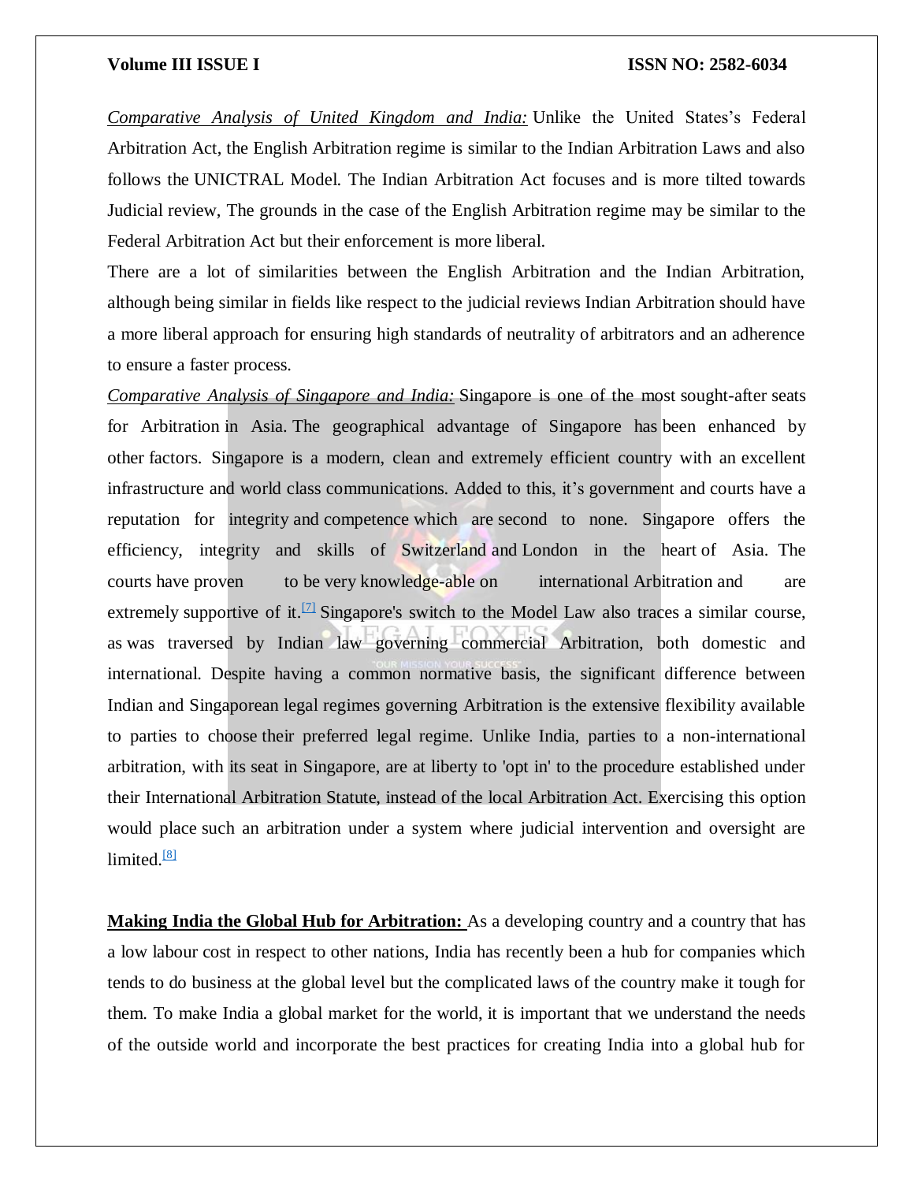*Comparative Analysis of United Kingdom and India:* Unlike the United States's Federal Arbitration Act, the English Arbitration regime is similar to the Indian Arbitration Laws and also follows the UNICTRAL Model. The Indian Arbitration Act focuses and is more tilted towards Judicial review, The grounds in the case of the English Arbitration regime may be similar to the Federal Arbitration Act but their enforcement is more liberal.

There are a lot of similarities between the English Arbitration and the Indian Arbitration, although being similar in fields like respect to the judicial reviews Indian Arbitration should have a more liberal approach for ensuring high standards of neutrality of arbitrators and an adherence to ensure a faster process.

*Comparative Analysis of Singapore and India:* Singapore is one of the most sought-after seats for Arbitration in Asia. The geographical advantage of Singapore has been enhanced by other factors. Singapore is a modern, clean and extremely efficient country with an excellent infrastructure and world class communications. Added to this, it's government and courts have a reputation for integrity and competence which are second to none. Singapore offers the efficiency, integrity and skills of Switzerland and London in the heart of Asia. The courts have proven to be very knowledge-able on international Arbitration and are extremely supportive of it.[7] Singapore's switch to the Model Law also traces a similar course, as was traversed by Indian law governing commercial Arbitration, both domestic and international. Despite having a common normative basis, the significant difference between Indian and Singaporean legal regimes governing Arbitration is the extensive flexibility available to parties to choose their preferred legal regime. Unlike India, parties to a non-international arbitration, with its seat in Singapore, are at liberty to 'opt in' to the procedure established under their International Arbitration Statute, instead of the local Arbitration Act. Exercising this option would place such an arbitration under a system where judicial intervention and oversight are limited.[8]

**Making India the Global Hub for Arbitration:** As a developing country and a country that has a low labour cost in respect to other nations, India has recently been a hub for companies which tends to do business at the global level but the complicated laws of the country make it tough for them. To make India a global market for the world, it is important that we understand the needs of the outside world and incorporate the best practices for creating India into a global hub for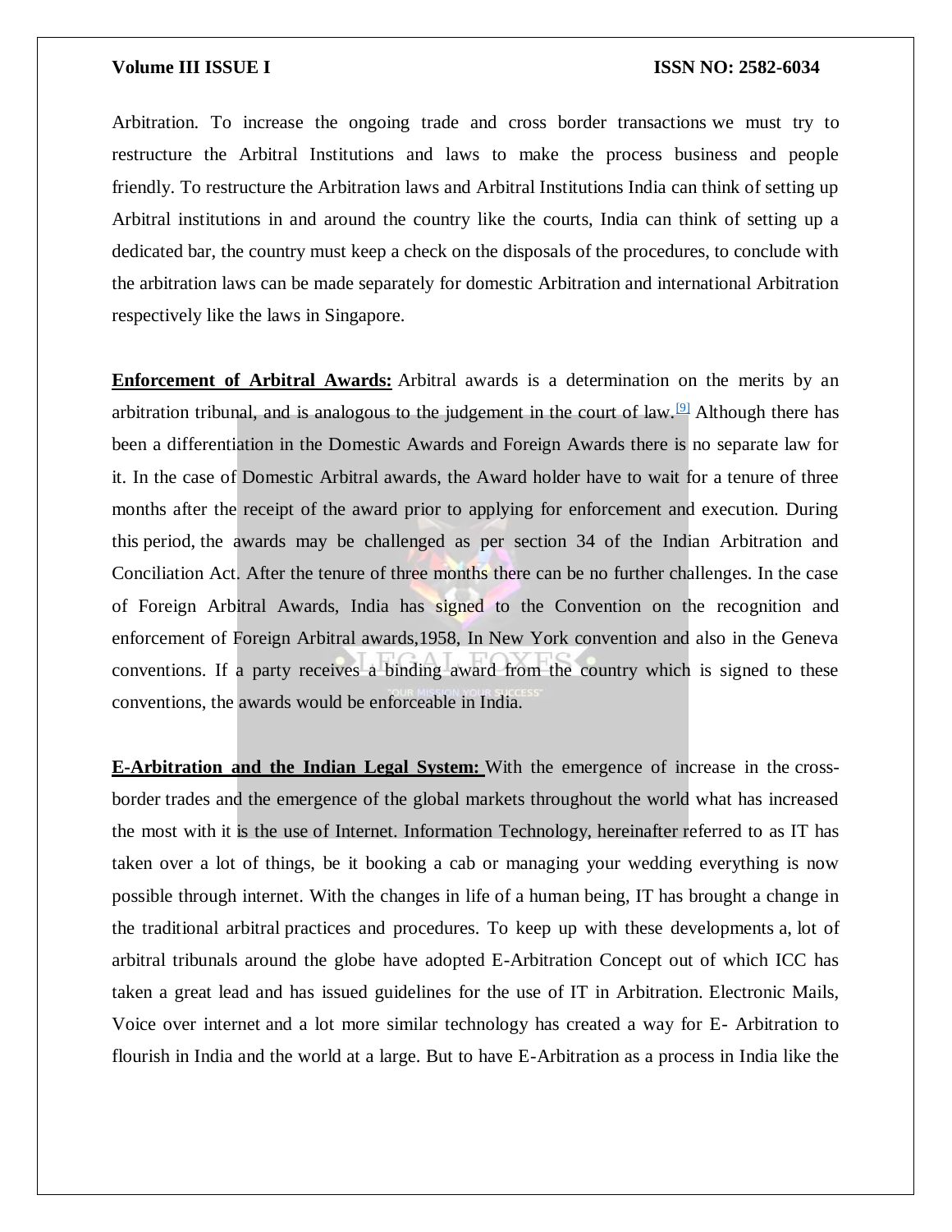Arbitration. To increase the ongoing trade and cross border transactions we must try to restructure the Arbitral Institutions and laws to make the process business and people friendly. To restructure the Arbitration laws and Arbitral Institutions India can think of setting up Arbitral institutions in and around the country like the courts, India can think of setting up a dedicated bar, the country must keep a check on the disposals of the procedures, to conclude with the arbitration laws can be made separately for domestic Arbitration and international Arbitration respectively like the laws in Singapore.

**Enforcement of Arbitral Awards:** Arbitral awards is a determination on the merits by an arbitration tribunal, and is analogous to the judgement in the court of law.[9] Although there has been a differentiation in the Domestic Awards and Foreign Awards there is no separate law for it. In the case of Domestic Arbitral awards, the Award holder have to wait for a tenure of three months after the receipt of the award prior to applying for enforcement and execution. During this period, the awards may be challenged as per section 34 of the Indian Arbitration and Conciliation Act. After the tenure of three months there can be no further challenges. In the case of Foreign Arbitral Awards, India has signed to the Convention on the recognition and enforcement of Foreign Arbitral awards,1958, In New York convention and also in the Geneva conventions. If a party receives a binding award from the country which is signed to these conventions, the awards would be enforceable in India.

**E-Arbitration and the Indian Legal System:** With the emergence of increase in the cross-border trades and the emergence of the global markets throughout the world what has increased the most with it is the use of Internet. Information Technology, hereinafter referred to as IT has taken over a lot of things, be it booking a cab or managing your wedding everything is now possible through internet. With the changes in life of a human being, IT has brought a change in the traditional arbitral practices and procedures. To keep up with these developments a, lot of arbitral tribunals around the globe have adopted E-Arbitration Concept out of which ICC has taken a great lead and has issued guidelines for the use of IT in Arbitration. Electronic Mails, Voice over internet and a lot more similar technology has created a way for E- Arbitration to flourish in India and the world at a large. But to have E-Arbitration as a process in India like the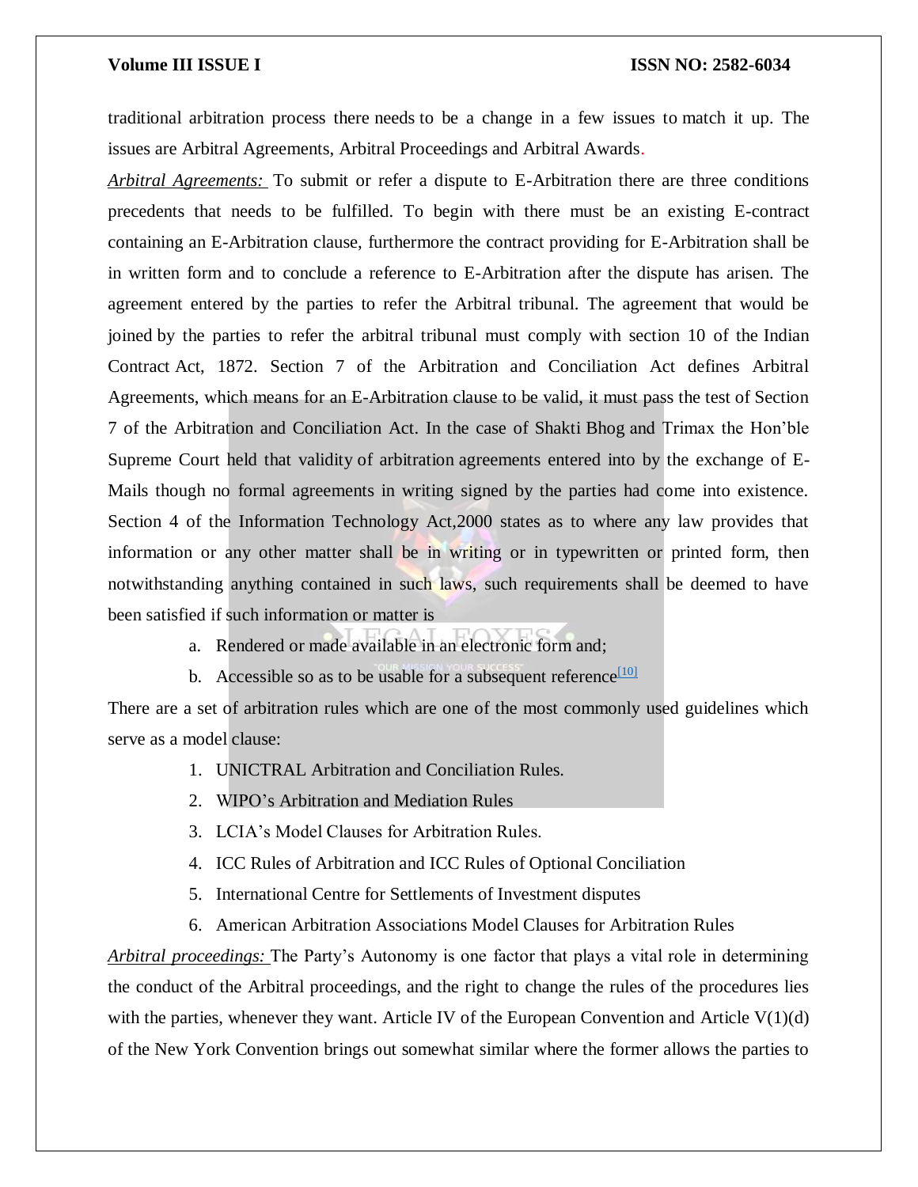traditional arbitration process there needs to be a change in a few issues to match it up. The issues are Arbitral Agreements, Arbitral Proceedings and Arbitral Awards.

*Arbitral Agreements:* To submit or refer a dispute to E-Arbitration there are three conditions precedents that needs to be fulfilled. To begin with there must be an existing E-contract containing an E-Arbitration clause, furthermore the contract providing for E-Arbitration shall be in written form and to conclude a reference to E-Arbitration after the dispute has arisen. The agreement entered by the parties to refer the Arbitral tribunal. The agreement that would be joined by the parties to refer the arbitral tribunal must comply with section 10 of the Indian Contract Act, 1872. Section 7 of the Arbitration and Conciliation Act defines Arbitral Agreements, which means for an E-Arbitration clause to be valid, it must pass the test of Section 7 of the Arbitration and Conciliation Act. In the case of Shakti Bhog and Trimax the Hon'ble Supreme Court held that validity of arbitration agreements entered into by the exchange of E-Mails though no formal agreements in writing signed by the parties had come into existence. Section 4 of the Information Technology Act,2000 states as to where any law provides that information or any other matter shall be in writing or in typewritten or printed form, then notwithstanding anything contained in such laws, such requirements shall be deemed to have been satisfied if such information or matter is

a. Rendered or made available in an electronic form and;
b. Accessible so as to be usable for a subsequent reference[10]

There are a set of arbitration rules which are one of the most commonly used guidelines which serve as a model clause:

1. UNICTRAL Arbitration and Conciliation Rules.
2. WIPO's Arbitration and Mediation Rules
3. LCIA's Model Clauses for Arbitration Rules.
4. ICC Rules of Arbitration and ICC Rules of Optional Conciliation
5. International Centre for Settlements of Investment disputes
6. American Arbitration Associations Model Clauses for Arbitration Rules

*Arbitral proceedings:* The Party's Autonomy is one factor that plays a vital role in determining the conduct of the Arbitral proceedings, and the right to change the rules of the procedures lies with the parties, whenever they want. Article IV of the European Convention and Article V(1)(d) of the New York Convention brings out somewhat similar where the former allows the parties to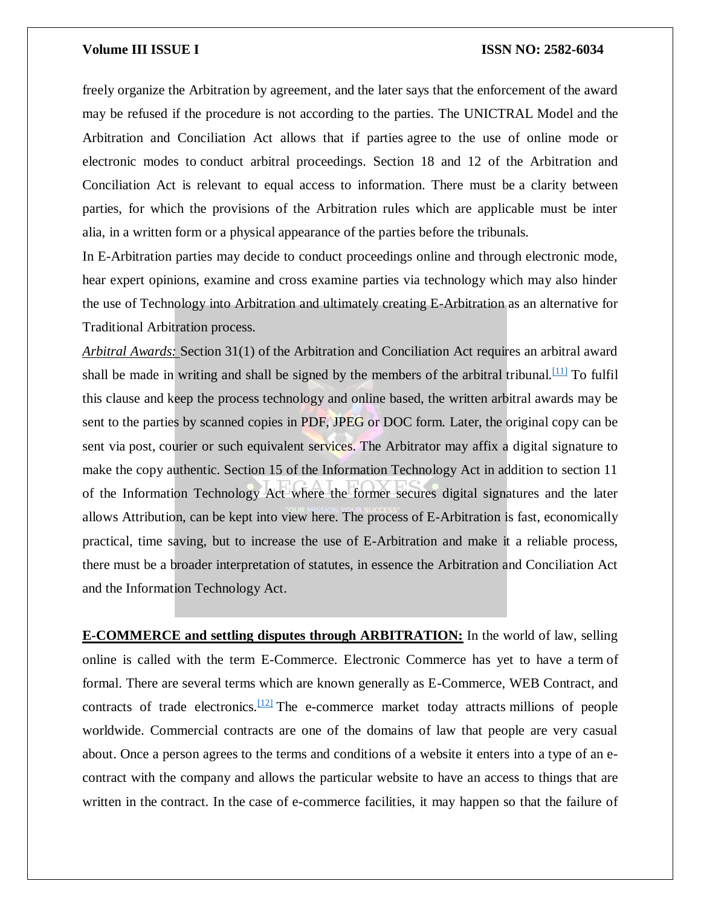freely organize the Arbitration by agreement, and the later says that the enforcement of the award may be refused if the procedure is not according to the parties. The UNICTRAL Model and the Arbitration and Conciliation Act allows that if parties agree to the use of online mode or electronic modes to conduct arbitral proceedings. Section 18 and 12 of the Arbitration and Conciliation Act is relevant to equal access to information. There must be a clarity between parties, for which the provisions of the Arbitration rules which are applicable must be inter alia, in a written form or a physical appearance of the parties before the tribunals.

In E-Arbitration parties may decide to conduct proceedings online and through electronic mode, hear expert opinions, examine and cross examine parties via technology which may also hinder the use of Technology into Arbitration and ultimately creating E-Arbitration as an alternative for Traditional Arbitration process.

***Arbitral Awards:*** Section 31(1) of the Arbitration and Conciliation Act requires an arbitral award shall be made in writing and shall be signed by the members of the arbitral tribunal.[11] To fulfil this clause and keep the process technology and online based, the written arbitral awards may be sent to the parties by scanned copies in PDF, JPEG or DOC form. Later, the original copy can be sent via post, courier or such equivalent services. The Arbitrator may affix a digital signature to make the copy authentic. Section 15 of the Information Technology Act in addition to section 11 of the Information Technology Act where the former secures digital signatures and the later allows Attribution, can be kept into view here. The process of E-Arbitration is fast, economically practical, time saving, but to increase the use of E-Arbitration and make it a reliable process, there must be a broader interpretation of statutes, in essence the Arbitration and Conciliation Act and the Information Technology Act.

**E-COMMERCE and settling disputes through ARBITRATION:** In the world of law, selling online is called with the term E-Commerce. Electronic Commerce has yet to have a term of formal. There are several terms which are known generally as E-Commerce, WEB Contract, and contracts of trade electronics.[12] The e-commerce market today attracts millions of people worldwide. Commercial contracts are one of the domains of law that people are very casual about. Once a person agrees to the terms and conditions of a website it enters into a type of an e-contract with the company and allows the particular website to have an access to things that are written in the contract. In the case of e-commerce facilities, it may happen so that the failure of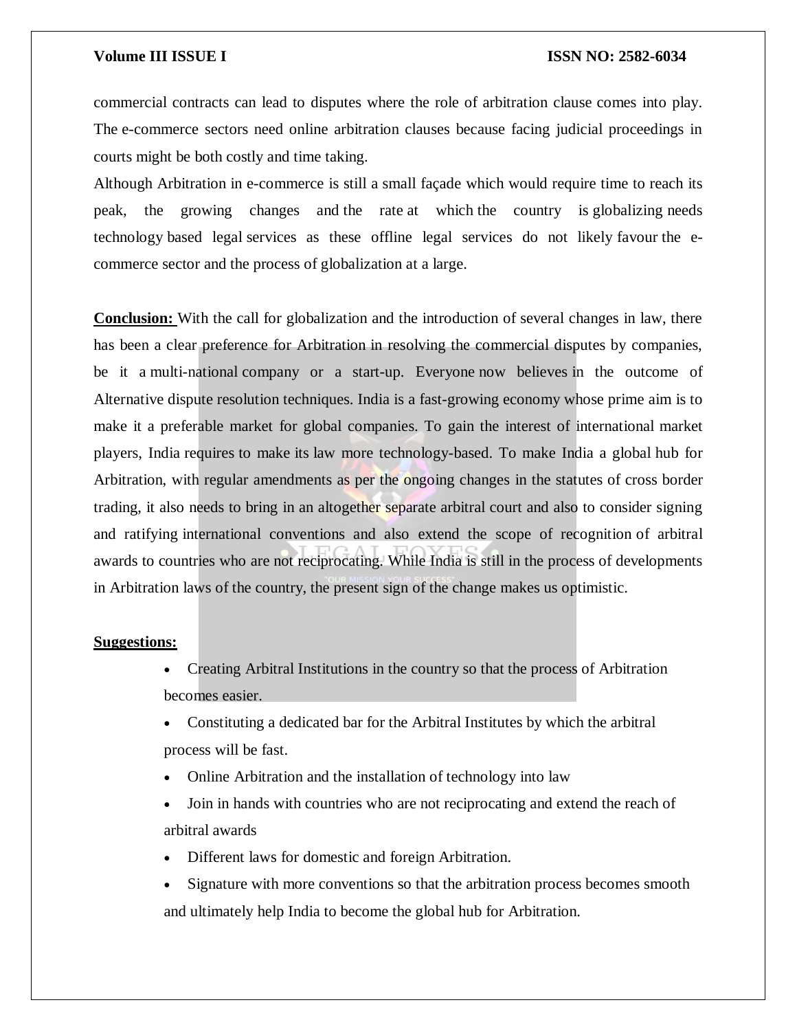commercial contracts can lead to disputes where the role of arbitration clause comes into play. The e-commerce sectors need online arbitration clauses because facing judicial proceedings in courts might be both costly and time taking.

Although Arbitration in e-commerce is still a small façade which would require time to reach its peak, the growing changes and the rate at which the country is globalizing needs technology based legal services as these offline legal services do not likely favour the e-commerce sector and the process of globalization at a large.

**Conclusion:** With the call for globalization and the introduction of several changes in law, there has been a clear preference for Arbitration in resolving the commercial disputes by companies, be it a multi-national company or a start-up. Everyone now believes in the outcome of Alternative dispute resolution techniques. India is a fast-growing economy whose prime aim is to make it a preferable market for global companies. To gain the interest of international market players, India requires to make its law more technology-based. To make India a global hub for Arbitration, with regular amendments as per the ongoing changes in the statutes of cross border trading, it also needs to bring in an altogether separate arbitral court and also to consider signing and ratifying international conventions and also extend the scope of recognition of arbitral awards to countries who are not reciprocating. While India is still in the process of developments in Arbitration laws of the country, the present sign of the change makes us optimistic.

**Suggestions:**

- Creating Arbitral Institutions in the country so that the process of Arbitration becomes easier.
- Constituting a dedicated bar for the Arbitral Institutes by which the arbitral process will be fast.
- Online Arbitration and the installation of technology into law
- Join in hands with countries who are not reciprocating and extend the reach of arbitral awards
- Different laws for domestic and foreign Arbitration.
- Signature with more conventions so that the arbitration process becomes smooth and ultimately help India to become the global hub for Arbitration.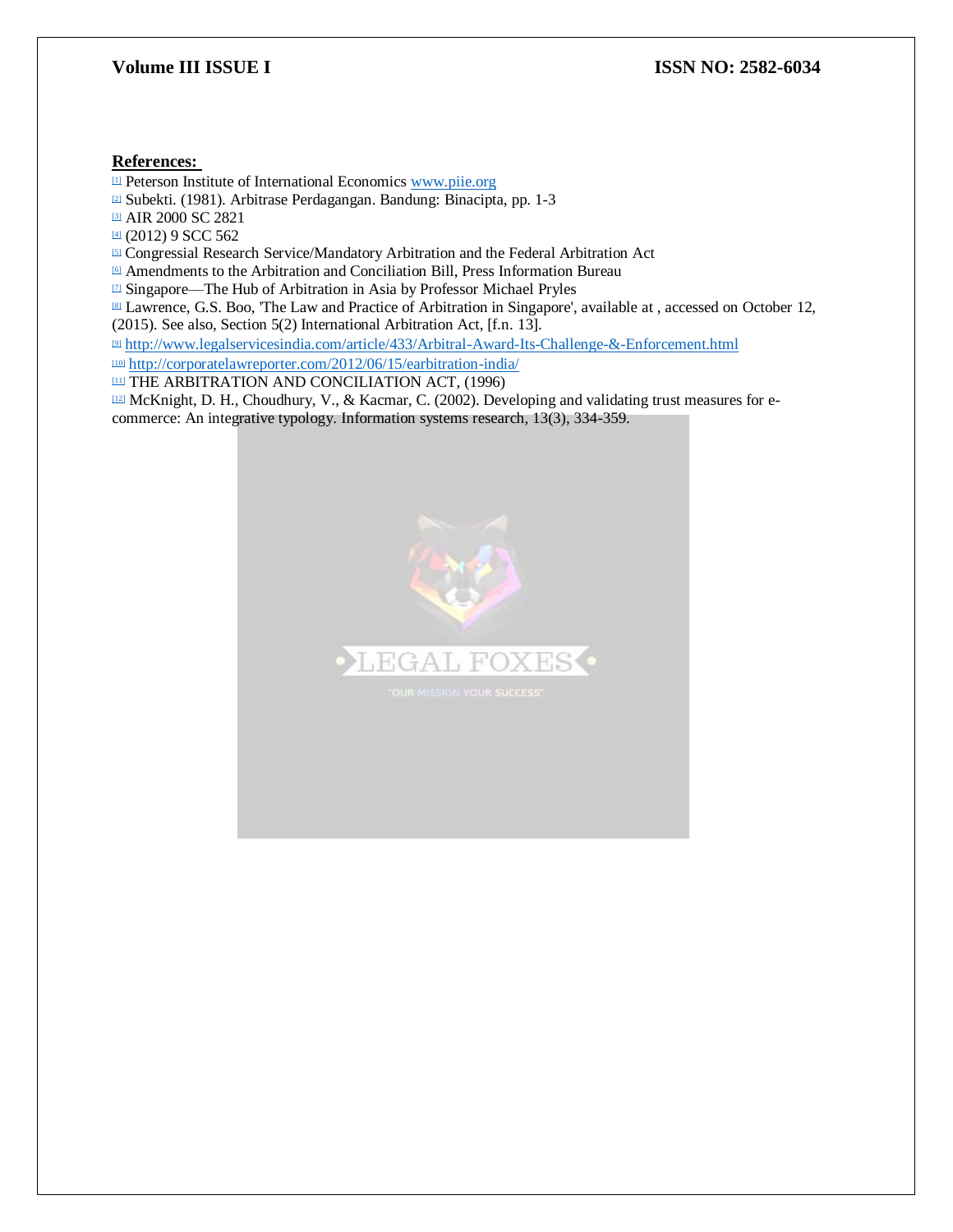**References:**

[1] Peterson Institute of International Economics www.piie.org

[2] Subekti. (1981). Arbitrase Perdagangan. Bandung: Binacipta, pp. 1-3

[3] AIR 2000 SC 2821

[4] (2012) 9 SCC 562

[5] Congressial Research Service/Mandatory Arbitration and the Federal Arbitration Act

[6] Amendments to the Arbitration and Conciliation Bill, Press Information Bureau

[7] Singapore—The Hub of Arbitration in Asia by Professor Michael Pryles

[8] Lawrence, G.S. Boo, 'The Law and Practice of Arbitration in Singapore', available at , accessed on October 12, (2015). See also, Section 5(2) International Arbitration Act, [f.n. 13].

[9] http://www.legalservicesindia.com/article/433/Arbitral-Award-Its-Challenge-&-Enforcement.html

[10] http://corporatelawreporter.com/2012/06/15/earbitration-india/

[11] THE ARBITRATION AND CONCILIATION ACT, (1996)

[12] McKnight, D. H., Choudhury, V., & Kacmar, C. (2002). Developing and validating trust measures for e-commerce: An integrative typology. Information systems research, 13(3), 334-359.